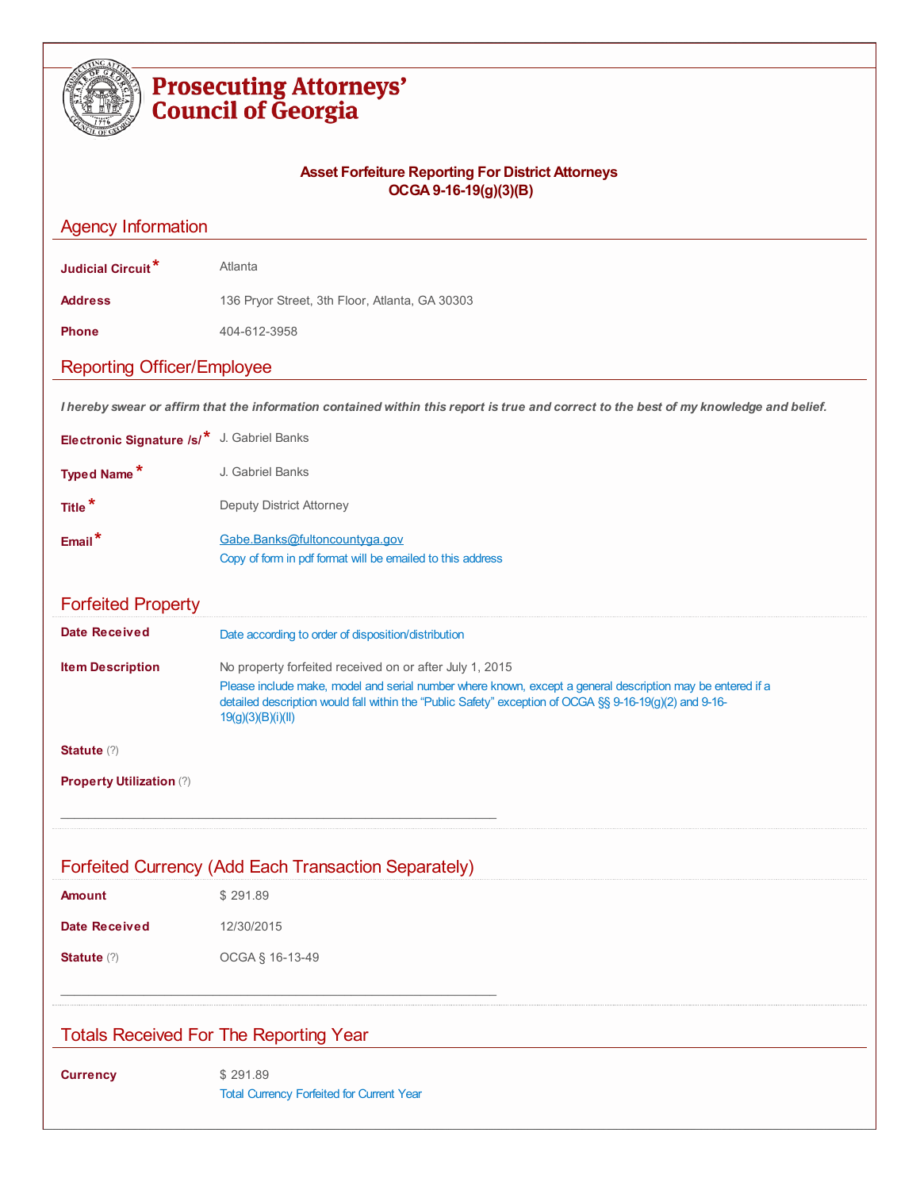# Prosecuting Attorneys' Council of Georgia

**Asset Forfeiture Reporting For District Attorneys**
**OCGA 9-16-19(g)(3)(B)**

## Agency Information

**Judicial Circuit*** Atlanta

**Address** 136 Pryor Street, 3th Floor, Atlanta, GA 30303

**Phone** 404-612-3958

## Reporting Officer/Employee

***I hereby swear or affirm that the information contained within this report is true and correct to the best of my knowledge and belief.***

**Electronic Signature /s/*** J. Gabriel Banks

**Typed Name*** J. Gabriel Banks

**Title*** Deputy District Attorney

**Email*** Gabe.Banks@fultoncountyga.gov
Copy of form in pdf format will be emailed to this address

## Forfeited Property

**Date Received**
Date according to order of disposition/distribution

**Item Description** No property forfeited received on or after July 1, 2015
Please include make, model and serial number where known, except a general description may be entered if a detailed description would fall within the "Public Safety" exception of OCGA §§ 9-16-19(g)(2) and 9-16-19(g)(3)(B)(i)(II)

**Statute** (?)

**Property Utilization** (?)

## Forfeited Currency (Add Each Transaction Separately)

**Amount** $ 291.89

**Date Received** 12/30/2015

**Statute** (?) OCGA § 16-13-49

## Totals Received For The Reporting Year

**Currency** $ 291.89
Total Currency Forfeited for Current Year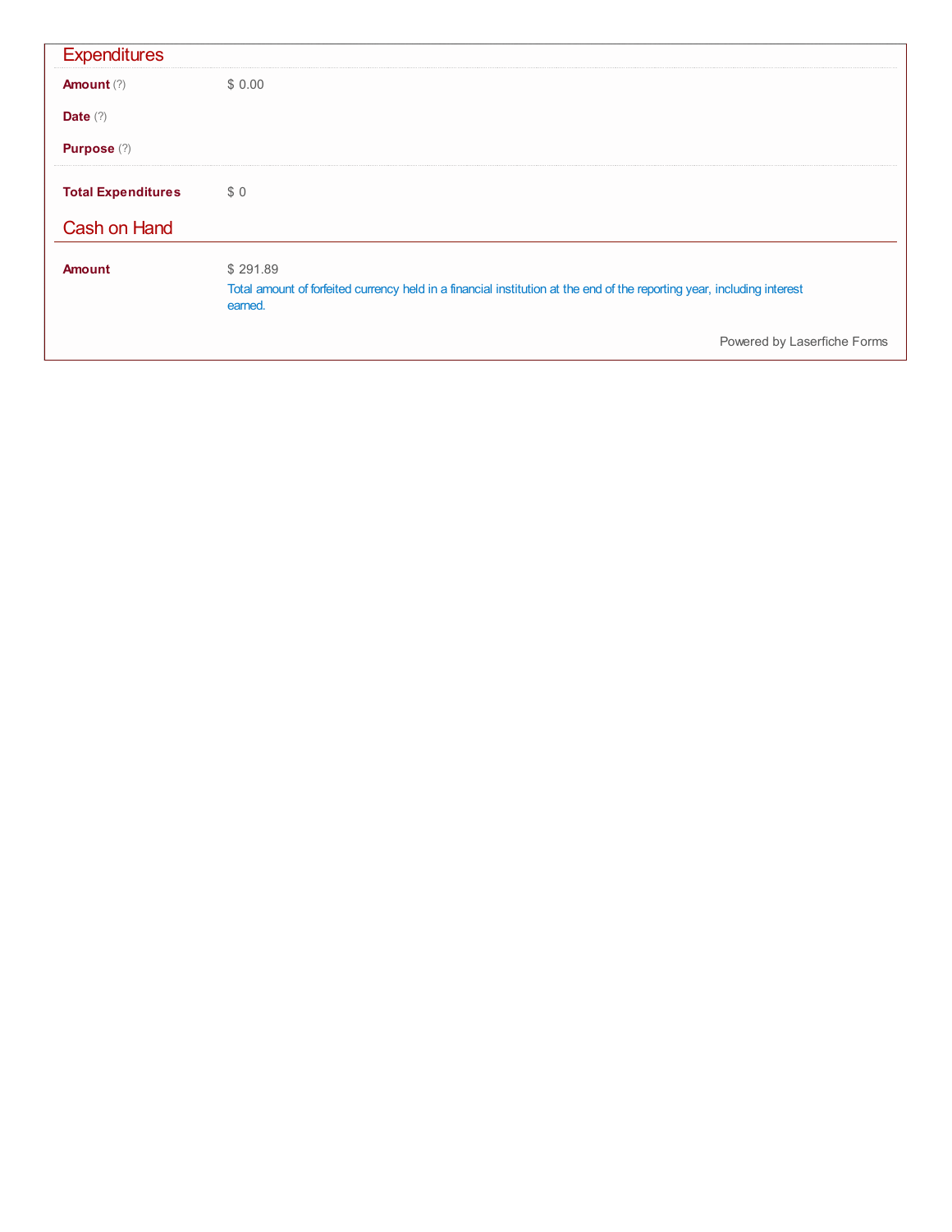## Expenditures

**Amount** (?) $ 0.00

**Date** (?)

**Purpose** (?)

**Total Expenditures** $ 0

## Cash on Hand

**Amount** $ 291.89

Total amount of forfeited currency held in a financial institution at the end of the reporting year, including interest earned.

Powered by Laserfiche Forms